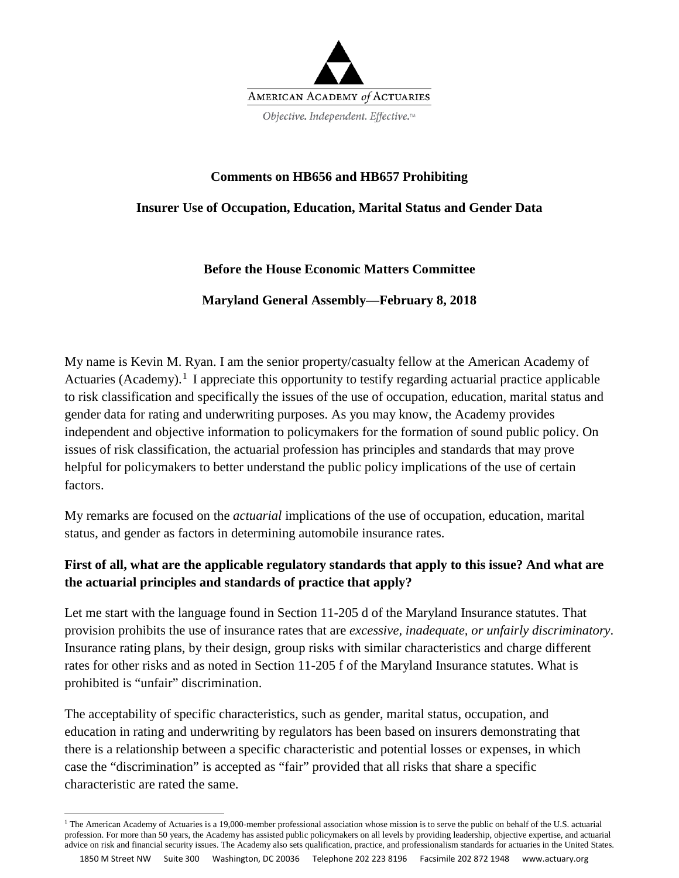AMERICAN ACADEMY *of* ACTUARIES

*Objective. Independent. Effective.*™

**Comments on HB656 and HB657 Prohibiting**

**Insurer Use of Occupation, Education, Marital Status and Gender Data**

**Before the House Economic Matters Committee**

**Maryland General Assembly—February 8, 2018**

My name is Kevin M. Ryan. I am the senior property/casualty fellow at the American Academy of Actuaries (Academy).[1] I appreciate this opportunity to testify regarding actuarial practice applicable to risk classification and specifically the issues of the use of occupation, education, marital status and gender data for rating and underwriting purposes. As you may know, the Academy provides independent and objective information to policymakers for the formation of sound public policy. On issues of risk classification, the actuarial profession has principles and standards that may prove helpful for policymakers to better understand the public policy implications of the use of certain factors.

My remarks are focused on the *actuarial* implications of the use of occupation, education, marital status, and gender as factors in determining automobile insurance rates.

**First of all, what are the applicable regulatory standards that apply to this issue? And what are the actuarial principles and standards of practice that apply?**

Let me start with the language found in Section 11-205 d of the Maryland Insurance statutes. That provision prohibits the use of insurance rates that are *excessive, inadequate, or unfairly discriminatory*. Insurance rating plans, by their design, group risks with similar characteristics and charge different rates for other risks and as noted in Section 11-205 f of the Maryland Insurance statutes. What is prohibited is "unfair" discrimination.

The acceptability of specific characteristics, such as gender, marital status, occupation, and education in rating and underwriting by regulators has been based on insurers demonstrating that there is a relationship between a specific characteristic and potential losses or expenses, in which case the "discrimination" is accepted as "fair" provided that all risks that share a specific characteristic are rated the same.

[1] The American Academy of Actuaries is a 19,000-member professional association whose mission is to serve the public on behalf of the U.S. actuarial profession. For more than 50 years, the Academy has assisted public policymakers on all levels by providing leadership, objective expertise, and actuarial advice on risk and financial security issues. The Academy also sets qualification, practice, and professionalism standards for actuaries in the United States.

1850 M Street NW Suite 300 Washington, DC 20036 Telephone 202 223 8196 Facsimile 202 872 1948 www.actuary.org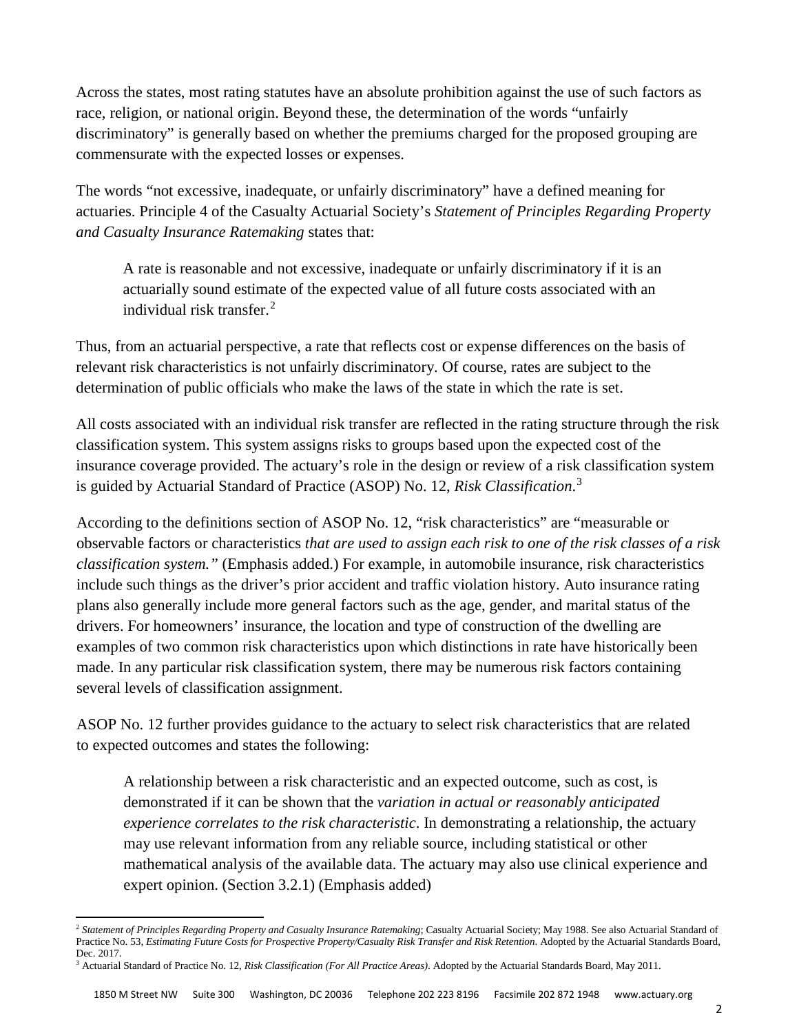Across the states, most rating statutes have an absolute prohibition against the use of such factors as race, religion, or national origin. Beyond these, the determination of the words "unfairly discriminatory" is generally based on whether the premiums charged for the proposed grouping are commensurate with the expected losses or expenses.

The words "not excessive, inadequate, or unfairly discriminatory" have a defined meaning for actuaries. Principle 4 of the Casualty Actuarial Society's *Statement of Principles Regarding Property and Casualty Insurance Ratemaking* states that:

> A rate is reasonable and not excessive, inadequate or unfairly discriminatory if it is an actuarially sound estimate of the expected value of all future costs associated with an individual risk transfer.[2]

Thus, from an actuarial perspective, a rate that reflects cost or expense differences on the basis of relevant risk characteristics is not unfairly discriminatory. Of course, rates are subject to the determination of public officials who make the laws of the state in which the rate is set.

All costs associated with an individual risk transfer are reflected in the rating structure through the risk classification system. This system assigns risks to groups based upon the expected cost of the insurance coverage provided. The actuary's role in the design or review of a risk classification system is guided by Actuarial Standard of Practice (ASOP) No. 12, *Risk Classification*.[3]

According to the definitions section of ASOP No. 12, "risk characteristics" are "measurable or observable factors or characteristics *that are used to assign each risk to one of the risk classes of a risk classification system."* (Emphasis added.) For example, in automobile insurance, risk characteristics include such things as the driver's prior accident and traffic violation history. Auto insurance rating plans also generally include more general factors such as the age, gender, and marital status of the drivers. For homeowners' insurance, the location and type of construction of the dwelling are examples of two common risk characteristics upon which distinctions in rate have historically been made. In any particular risk classification system, there may be numerous risk factors containing several levels of classification assignment.

ASOP No. 12 further provides guidance to the actuary to select risk characteristics that are related to expected outcomes and states the following:

> A relationship between a risk characteristic and an expected outcome, such as cost, is demonstrated if it can be shown that the *variation in actual or reasonably anticipated experience correlates to the risk characteristic*. In demonstrating a relationship, the actuary may use relevant information from any reliable source, including statistical or other mathematical analysis of the available data. The actuary may also use clinical experience and expert opinion. (Section 3.2.1) (Emphasis added)

---

[2] *Statement of Principles Regarding Property and Casualty Insurance Ratemaking*; Casualty Actuarial Society; May 1988. See also Actuarial Standard of Practice No. 53, *Estimating Future Costs for Prospective Property/Casualty Risk Transfer and Risk Retention*. Adopted by the Actuarial Standards Board, Dec. 2017.

[3] Actuarial Standard of Practice No. 12, *Risk Classification (For All Practice Areas)*. Adopted by the Actuarial Standards Board, May 2011.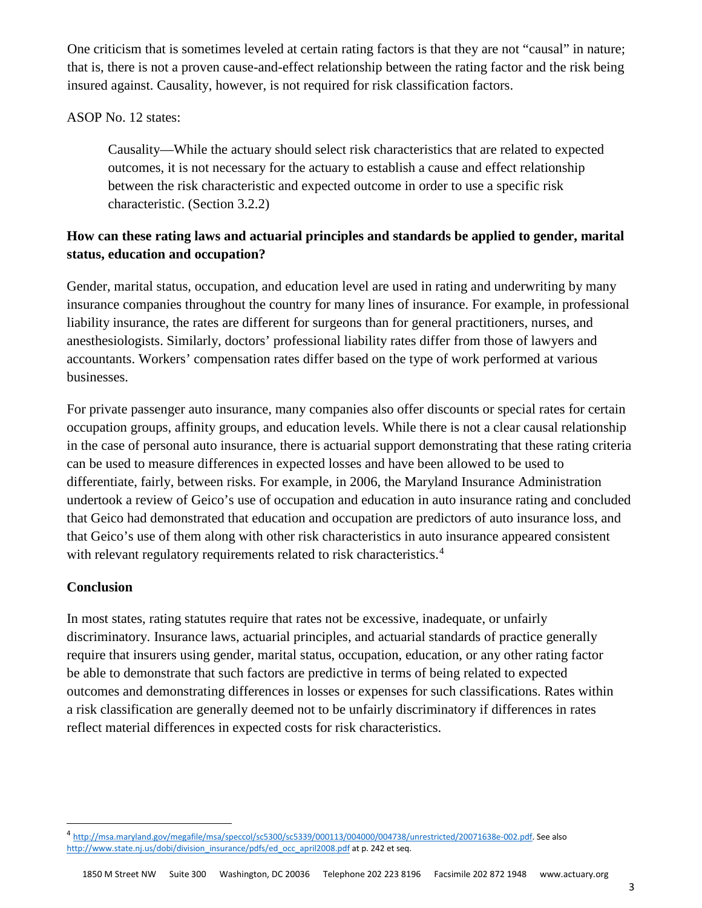One criticism that is sometimes leveled at certain rating factors is that they are not "causal" in nature; that is, there is not a proven cause-and-effect relationship between the rating factor and the risk being insured against. Causality, however, is not required for risk classification factors.

ASOP No. 12 states:

> Causality—While the actuary should select risk characteristics that are related to expected outcomes, it is not necessary for the actuary to establish a cause and effect relationship between the risk characteristic and expected outcome in order to use a specific risk characteristic. (Section 3.2.2)

**How can these rating laws and actuarial principles and standards be applied to gender, marital status, education and occupation?**

Gender, marital status, occupation, and education level are used in rating and underwriting by many insurance companies throughout the country for many lines of insurance. For example, in professional liability insurance, the rates are different for surgeons than for general practitioners, nurses, and anesthesiologists. Similarly, doctors' professional liability rates differ from those of lawyers and accountants. Workers' compensation rates differ based on the type of work performed at various businesses.

For private passenger auto insurance, many companies also offer discounts or special rates for certain occupation groups, affinity groups, and education levels. While there is not a clear causal relationship in the case of personal auto insurance, there is actuarial support demonstrating that these rating criteria can be used to measure differences in expected losses and have been allowed to be used to differentiate, fairly, between risks. For example, in 2006, the Maryland Insurance Administration undertook a review of Geico's use of occupation and education in auto insurance rating and concluded that Geico had demonstrated that education and occupation are predictors of auto insurance loss, and that Geico's use of them along with other risk characteristics in auto insurance appeared consistent with relevant regulatory requirements related to risk characteristics.[4]

**Conclusion**

In most states, rating statutes require that rates not be excessive, inadequate, or unfairly discriminatory. Insurance laws, actuarial principles, and actuarial standards of practice generally require that insurers using gender, marital status, occupation, education, or any other rating factor be able to demonstrate that such factors are predictive in terms of being related to expected outcomes and demonstrating differences in losses or expenses for such classifications. Rates within a risk classification are generally deemed not to be unfairly discriminatory if differences in rates reflect material differences in expected costs for risk characteristics.

---

[4] http://msa.maryland.gov/megafile/msa/speccol/sc5300/sc5339/000113/004000/004738/unrestricted/20071638e-002.pdf. See also http://www.state.nj.us/dobi/division_insurance/pdfs/ed_occ_april2008.pdf at p. 242 et seq.